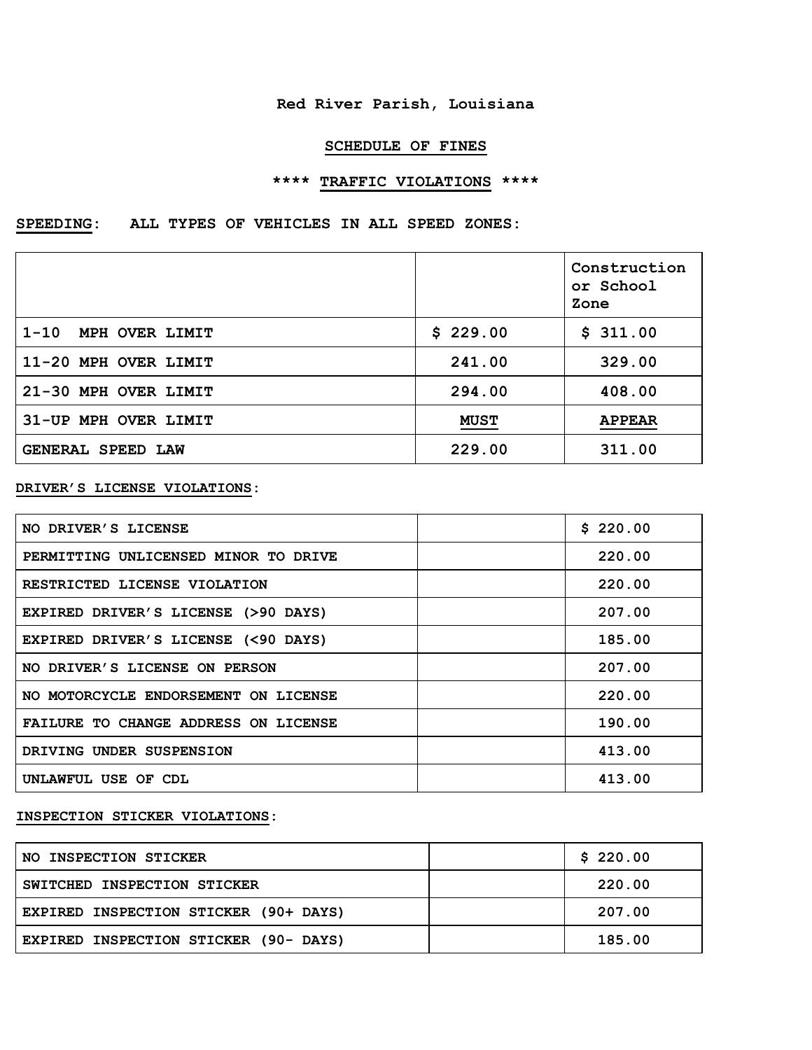**Red River Parish, Louisiana**

**SCHEDULE OF FINES**

**\*\*\*\* TRAFFIC VIOLATIONS \*\*\*\***

**SPEEDING: ALL TYPES OF VEHICLES IN ALL SPEED ZONES:**

| | | Construction or School Zone |
|---|---|---|
| 1-10 MPH OVER LIMIT | $ 229.00 | $ 311.00 |
| 11-20 MPH OVER LIMIT | 241.00 | 329.00 |
| 21-30 MPH OVER LIMIT | 294.00 | 408.00 |
| 31-UP MPH OVER LIMIT | MUST | APPEAR |
| GENERAL SPEED LAW | 229.00 | 311.00 |

**DRIVER'S LICENSE VIOLATIONS:**

| | | |
|---|---|---|
| NO DRIVER'S LICENSE | | $ 220.00 |
| PERMITTING UNLICENSED MINOR TO DRIVE | | 220.00 |
| RESTRICTED LICENSE VIOLATION | | 220.00 |
| EXPIRED DRIVER'S LICENSE (>90 DAYS) | | 207.00 |
| EXPIRED DRIVER'S LICENSE (<90 DAYS) | | 185.00 |
| NO DRIVER'S LICENSE ON PERSON | | 207.00 |
| NO MOTORCYCLE ENDORSEMENT ON LICENSE | | 220.00 |
| FAILURE TO CHANGE ADDRESS ON LICENSE | | 190.00 |
| DRIVING UNDER SUSPENSION | | 413.00 |
| UNLAWFUL USE OF CDL | | 413.00 |

**INSPECTION STICKER VIOLATIONS:**

| | | |
|---|---|---|
| NO INSPECTION STICKER | | $ 220.00 |
| SWITCHED INSPECTION STICKER | | 220.00 |
| EXPIRED INSPECTION STICKER (90+ DAYS) | | 207.00 |
| EXPIRED INSPECTION STICKER (90- DAYS) | | 185.00 |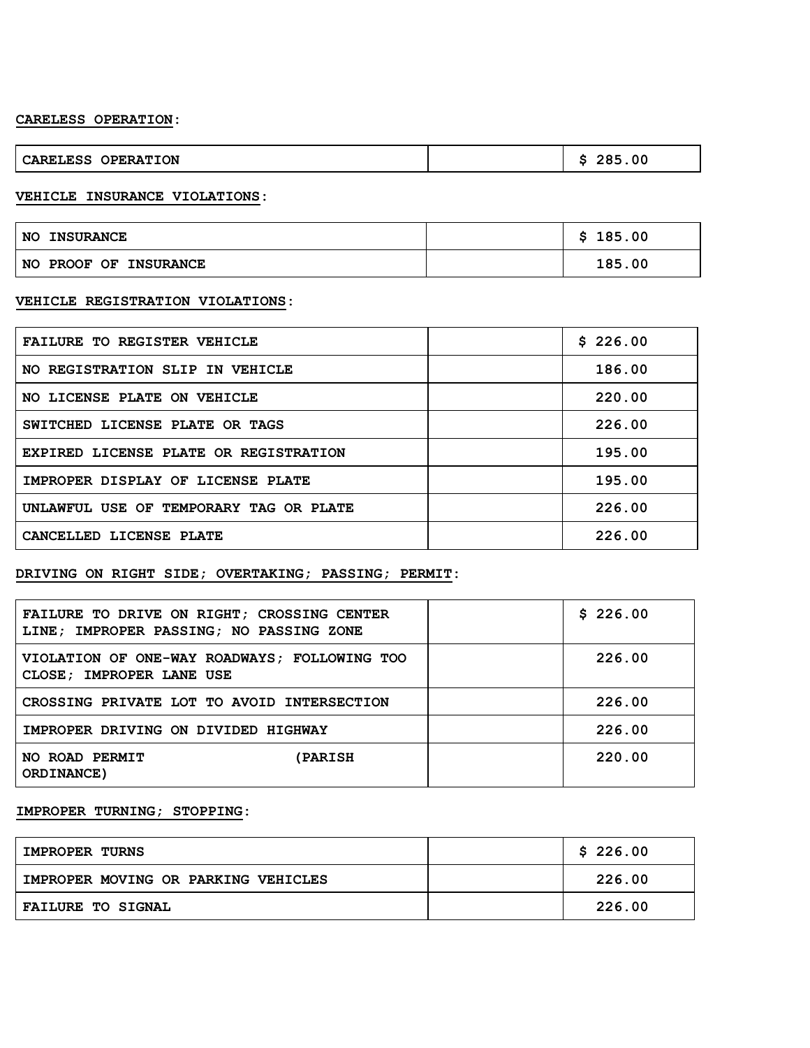**CARELESS OPERATION**:

| | | |
|---|---|---|
| CARELESS OPERATION | | $ 285.00 |

**VEHICLE INSURANCE VIOLATIONS**:

| | | |
|---|---|---|
| NO INSURANCE | | $ 185.00 |
| NO PROOF OF INSURANCE | | 185.00 |

**VEHICLE REGISTRATION VIOLATIONS**:

| | | |
|---|---|---|
| FAILURE TO REGISTER VEHICLE | | $ 226.00 |
| NO REGISTRATION SLIP IN VEHICLE | | 186.00 |
| NO LICENSE PLATE ON VEHICLE | | 220.00 |
| SWITCHED LICENSE PLATE OR TAGS | | 226.00 |
| EXPIRED LICENSE PLATE OR REGISTRATION | | 195.00 |
| IMPROPER DISPLAY OF LICENSE PLATE | | 195.00 |
| UNLAWFUL USE OF TEMPORARY TAG OR PLATE | | 226.00 |
| CANCELLED LICENSE PLATE | | 226.00 |

**DRIVING ON RIGHT SIDE; OVERTAKING; PASSING; PERMIT**:

| | | |
|---|---|---|
| FAILURE TO DRIVE ON RIGHT; CROSSING CENTER LINE; IMPROPER PASSING; NO PASSING ZONE | | $ 226.00 |
| VIOLATION OF ONE-WAY ROADWAYS; FOLLOWING TOO CLOSE; IMPROPER LANE USE | | 226.00 |
| CROSSING PRIVATE LOT TO AVOID INTERSECTION | | 226.00 |
| IMPROPER DRIVING ON DIVIDED HIGHWAY | | 226.00 |
| NO ROAD PERMIT (PARISH ORDINANCE) | | 220.00 |

**IMPROPER TURNING; STOPPING**:

| | | |
|---|---|---|
| IMPROPER TURNS | | $ 226.00 |
| IMPROPER MOVING OR PARKING VEHICLES | | 226.00 |
| FAILURE TO SIGNAL | | 226.00 |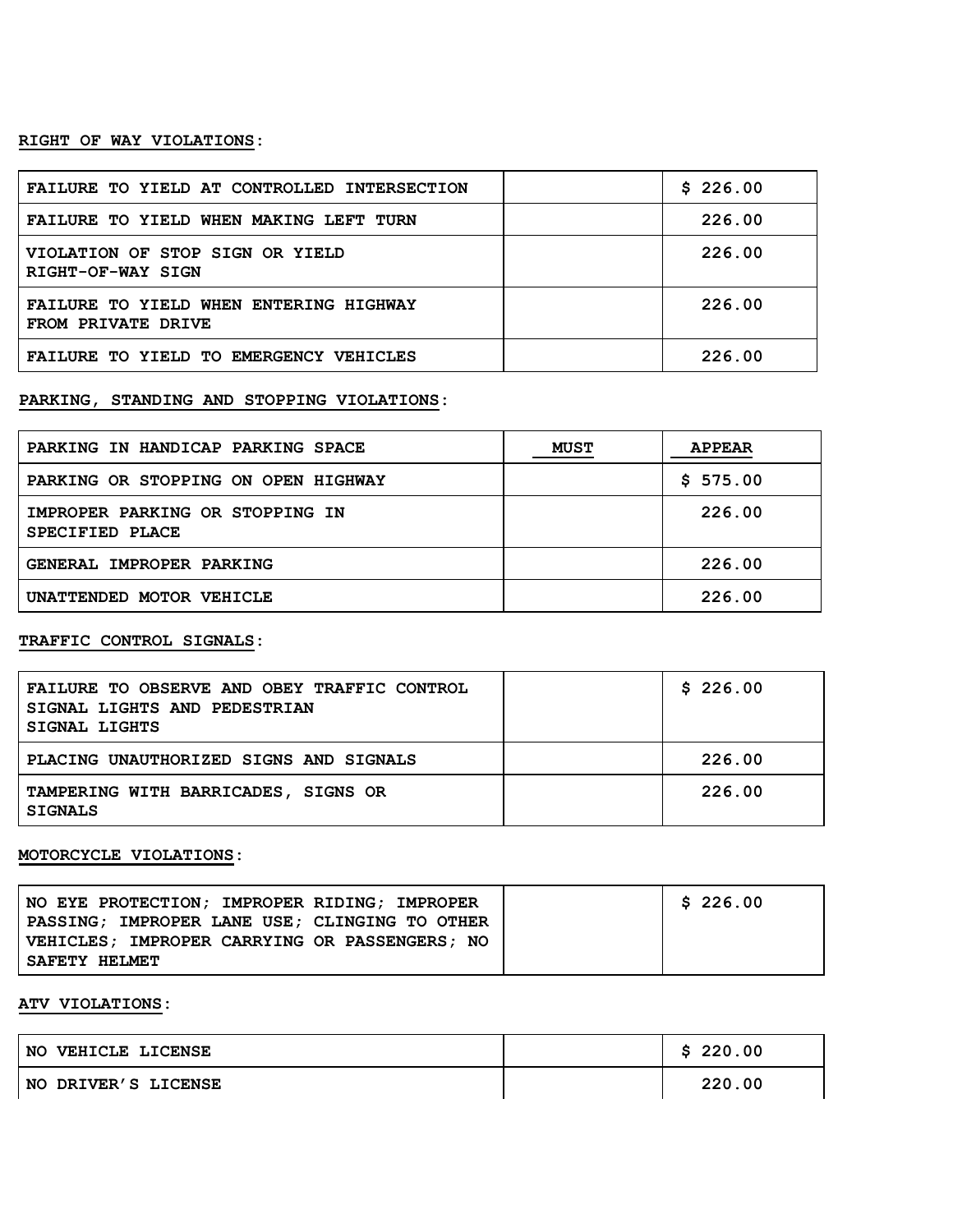**RIGHT OF WAY VIOLATIONS**:

| | | |
|---|---|---|
| FAILURE TO YIELD AT CONTROLLED INTERSECTION | | $ 226.00 |
| FAILURE TO YIELD WHEN MAKING LEFT TURN | | 226.00 |
| VIOLATION OF STOP SIGN OR YIELD RIGHT-OF-WAY SIGN | | 226.00 |
| FAILURE TO YIELD WHEN ENTERING HIGHWAY FROM PRIVATE DRIVE | | 226.00 |
| FAILURE TO YIELD TO EMERGENCY VEHICLES | | 226.00 |

**PARKING, STANDING AND STOPPING VIOLATIONS**:

| | | |
|---|---|---|
| PARKING IN HANDICAP PARKING SPACE | MUST | APPEAR |
| PARKING OR STOPPING ON OPEN HIGHWAY | | $ 575.00 |
| IMPROPER PARKING OR STOPPING IN SPECIFIED PLACE | | 226.00 |
| GENERAL IMPROPER PARKING | | 226.00 |
| UNATTENDED MOTOR VEHICLE | | 226.00 |

**TRAFFIC CONTROL SIGNALS**:

| | | |
|---|---|---|
| FAILURE TO OBSERVE AND OBEY TRAFFIC CONTROL SIGNAL LIGHTS AND PEDESTRIAN SIGNAL LIGHTS | | $ 226.00 |
| PLACING UNAUTHORIZED SIGNS AND SIGNALS | | 226.00 |
| TAMPERING WITH BARRICADES, SIGNS OR SIGNALS | | 226.00 |

**MOTORCYCLE VIOLATIONS**:

| | | |
|---|---|---|
| NO EYE PROTECTION; IMPROPER RIDING; IMPROPER PASSING; IMPROPER LANE USE; CLINGING TO OTHER VEHICLES; IMPROPER CARRYING OR PASSENGERS; NO SAFETY HELMET | | $ 226.00 |

**ATV VIOLATIONS**:

| | | |
|---|---|---|
| NO VEHICLE LICENSE | | $ 220.00 |
| NO DRIVER'S LICENSE | | 220.00 |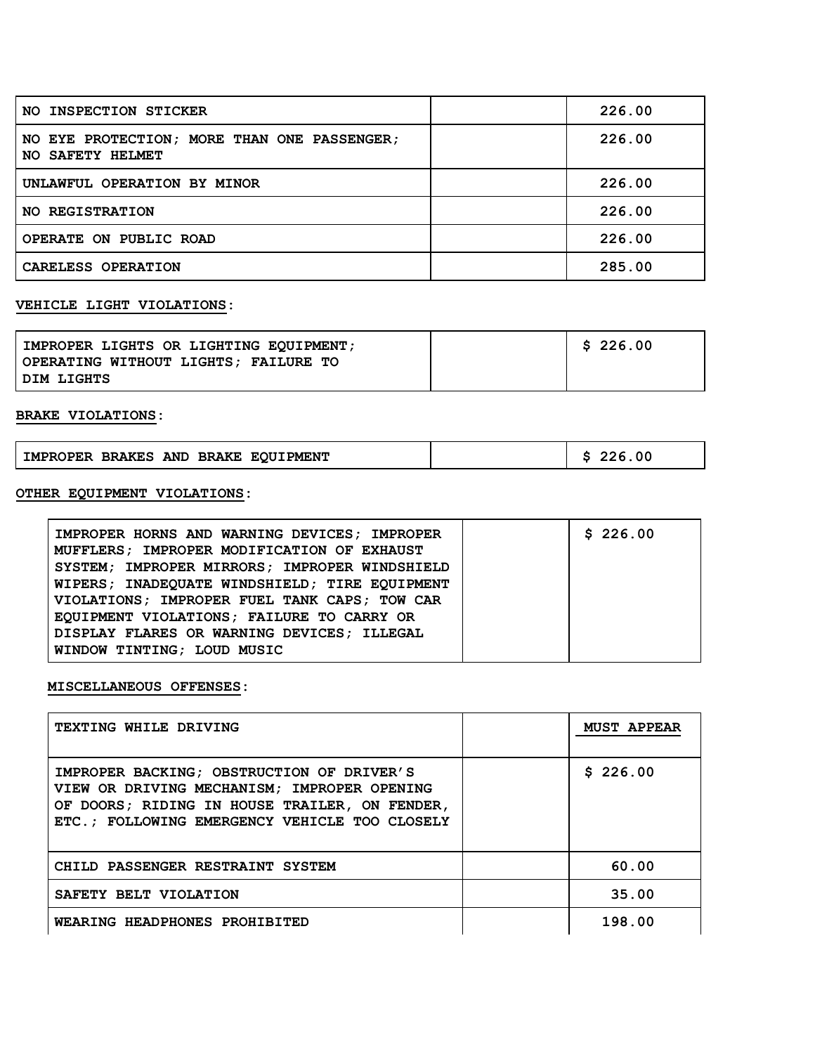| | | |
|---|---|---|
| NO INSPECTION STICKER | | 226.00 |
| NO EYE PROTECTION; MORE THAN ONE PASSENGER; NO SAFETY HELMET | | 226.00 |
| UNLAWFUL OPERATION BY MINOR | | 226.00 |
| NO REGISTRATION | | 226.00 |
| OPERATE ON PUBLIC ROAD | | 226.00 |
| CARELESS OPERATION | | 285.00 |

**VEHICLE LIGHT VIOLATIONS:**

| | | |
|---|---|---|
| IMPROPER LIGHTS OR LIGHTING EQUIPMENT; OPERATING WITHOUT LIGHTS; FAILURE TO DIM LIGHTS | | $ 226.00 |

**BRAKE VIOLATIONS:**

| | | |
|---|---|---|
| IMPROPER BRAKES AND BRAKE EQUIPMENT | | $ 226.00 |

**OTHER EQUIPMENT VIOLATIONS:**

| | | |
|---|---|---|
| IMPROPER HORNS AND WARNING DEVICES; IMPROPER MUFFLERS; IMPROPER MODIFICATION OF EXHAUST SYSTEM; IMPROPER MIRRORS; IMPROPER WINDSHIELD WIPERS; INADEQUATE WINDSHIELD; TIRE EQUIPMENT VIOLATIONS; IMPROPER FUEL TANK CAPS; TOW CAR EQUIPMENT VIOLATIONS; FAILURE TO CARRY OR DISPLAY FLARES OR WARNING DEVICES; ILLEGAL WINDOW TINTING; LOUD MUSIC | | $ 226.00 |

**MISCELLANEOUS OFFENSES:**

| | | |
|---|---|---|
| TEXTING WHILE DRIVING | | MUST APPEAR |
| IMPROPER BACKING; OBSTRUCTION OF DRIVER'S VIEW OR DRIVING MECHANISM; IMPROPER OPENING OF DOORS; RIDING IN HOUSE TRAILER, ON FENDER, ETC.; FOLLOWING EMERGENCY VEHICLE TOO CLOSELY | | $ 226.00 |
| CHILD PASSENGER RESTRAINT SYSTEM | | 60.00 |
| SAFETY BELT VIOLATION | | 35.00 |
| WEARING HEADPHONES PROHIBITED | | 198.00 |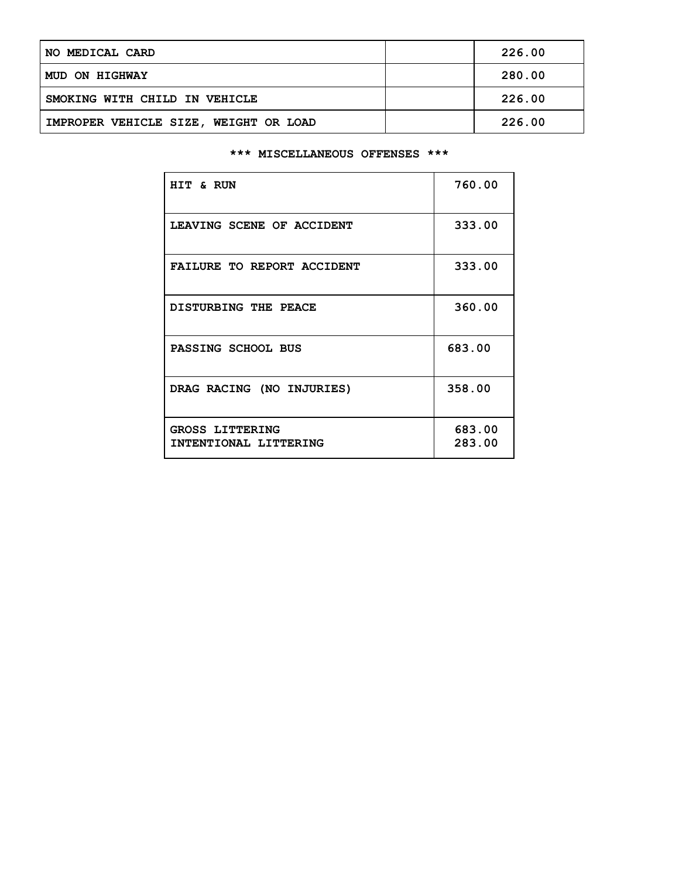| | | |
|---|---|---|
| NO MEDICAL CARD | | 226.00 |
| MUD ON HIGHWAY | | 280.00 |
| SMOKING WITH CHILD IN VEHICLE | | 226.00 |
| IMPROPER VEHICLE SIZE, WEIGHT OR LOAD | | 226.00 |

**\*\*\* MISCELLANEOUS OFFENSES \*\*\***

| | |
|---|---|
| HIT & RUN | 760.00 |
| LEAVING SCENE OF ACCIDENT | 333.00 |
| FAILURE TO REPORT ACCIDENT | 333.00 |
| DISTURBING THE PEACE | 360.00 |
| PASSING SCHOOL BUS | 683.00 |
| DRAG RACING (NO INJURIES) | 358.00 |
| GROSS LITTERING<br>INTENTIONAL LITTERING | 683.00<br>283.00 |